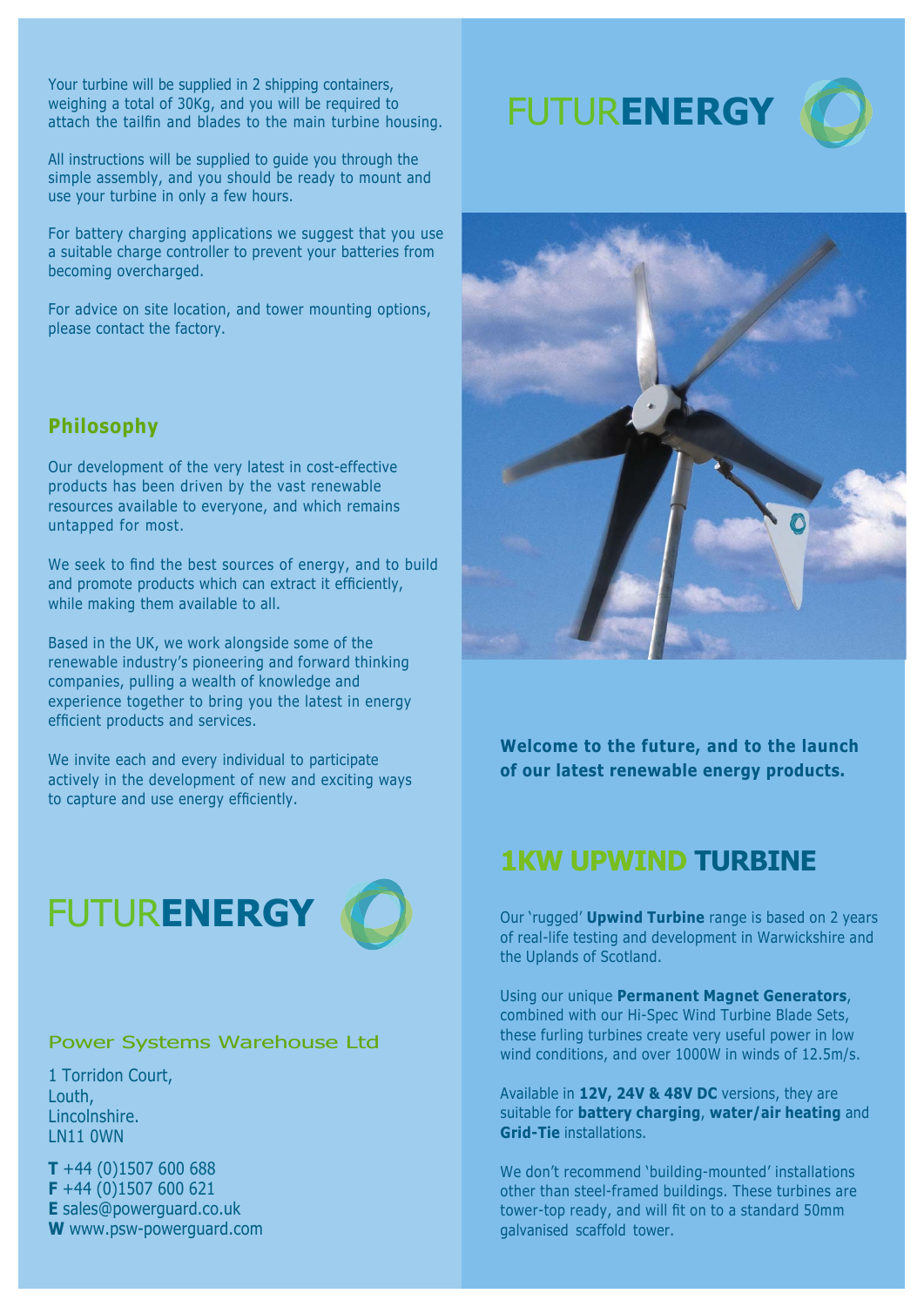Your turbine will be supplied in 2 shipping containers, weighing a total of 30Kg, and you will be required to attach the tailfin and blades to the main turbine housing.

All instructions will be supplied to guide you through the simple assembly, and you should be ready to mount and use your turbine in only a few hours.

For battery charging applications we suggest that you use a suitable charge controller to prevent your batteries from becoming overcharged.

For advice on site location, and tower mounting options, please contact the factory.

## Philosophy

Our development of the very latest in cost-effective products has been driven by the vast renewable resources available to everyone, and which remains untapped for most.

We seek to find the best sources of energy, and to build and promote products which can extract it efficiently, while making them available to all.

Based in the UK, we work alongside some of the renewable industry's pioneering and forward thinking companies, pulling a wealth of knowledge and experience together to bring you the latest in energy efficient products and services.

We invite each and every individual to participate actively in the development of new and exciting ways to capture and use energy efficiently.

FUTUR**ENERGY**

Power Systems Warehouse Ltd

1 Torridon Court,
Louth,
Lincolnshire.
LN11 0WN

**T** +44 (0)1507 600 688
**F** +44 (0)1507 600 621
**E** sales@powerguard.co.uk
**W** www.psw-powerguard.com

# FUTUR**ENERGY**

**Welcome to the future, and to the launch of our latest renewable energy products.**

## 1KW UPWIND TURBINE

Our 'rugged' **Upwind Turbine** range is based on 2 years of real-life testing and development in Warwickshire and the Uplands of Scotland.

Using our unique **Permanent Magnet Generators**, combined with our Hi-Spec Wind Turbine Blade Sets, these furling turbines create very useful power in low wind conditions, and over 1000W in winds of 12.5m/s.

Available in **12V, 24V & 48V DC** versions, they are suitable for **battery charging**, **water/air heating** and **Grid-Tie** installations.

We don't recommend 'building-mounted' installations other than steel-framed buildings. These turbines are tower-top ready, and will fit on to a standard 50mm galvanised scaffold tower.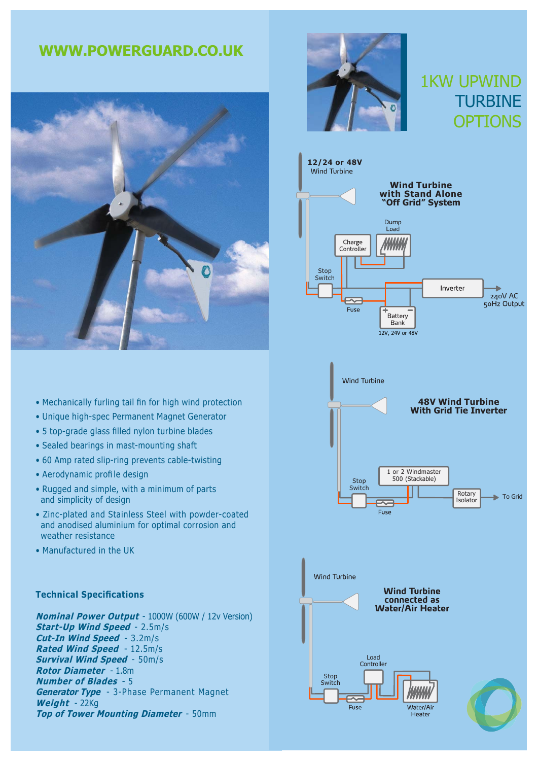WWW.POWERGUARD.CO.UK

# 1KW UPWIND TURBINE OPTIONS

- Mechanically furling tail fin for high wind protection
- Unique high-spec Permanent Magnet Generator
- 5 top-grade glass filled nylon turbine blades
- Sealed bearings in mast-mounting shaft
- 60 Amp rated slip-ring prevents cable-twisting
- Aerodynamic profile design
- Rugged and simple, with a minimum of parts and simplicity of design
- Zinc-plated and Stainless Steel with powder-coated and anodised aluminium for optimal corrosion and weather resistance
- Manufactured in the UK

## Technical Specifications

***Nominal Power Output*** - 1000W (600W / 12v Version)
***Start-Up Wind Speed*** - 2.5m/s
***Cut-In Wind Speed*** - 3.2m/s
***Rated Wind Speed*** - 12.5m/s
***Survival Wind Speed*** - 50m/s
***Rotor Diameter*** - 1.8m
***Number of Blades*** - 5
***Generator Type*** - 3-Phase Permanent Magnet
***Weight*** - 22Kg
***Top of Tower Mounting Diameter*** - 50mm

### Wind Turbine with Stand Alone "Off Grid" System

12/24 or 48V
Wind Turbine
Dump Load
Charge Controller
Stop Switch
Inverter
240V AC 50Hz Output
Fuse
Battery Bank
12V, 24V or 48V

### 48V Wind Turbine With Grid Tie Inverter

Wind Turbine
1 or 2 Windmaster 500 (Stackable)
Stop Switch
Rotary Isolator
To Grid
Fuse

### Wind Turbine connected as Water/Air Heater

Wind Turbine
Load Controller
Stop Switch
Fuse
Water/Air Heater